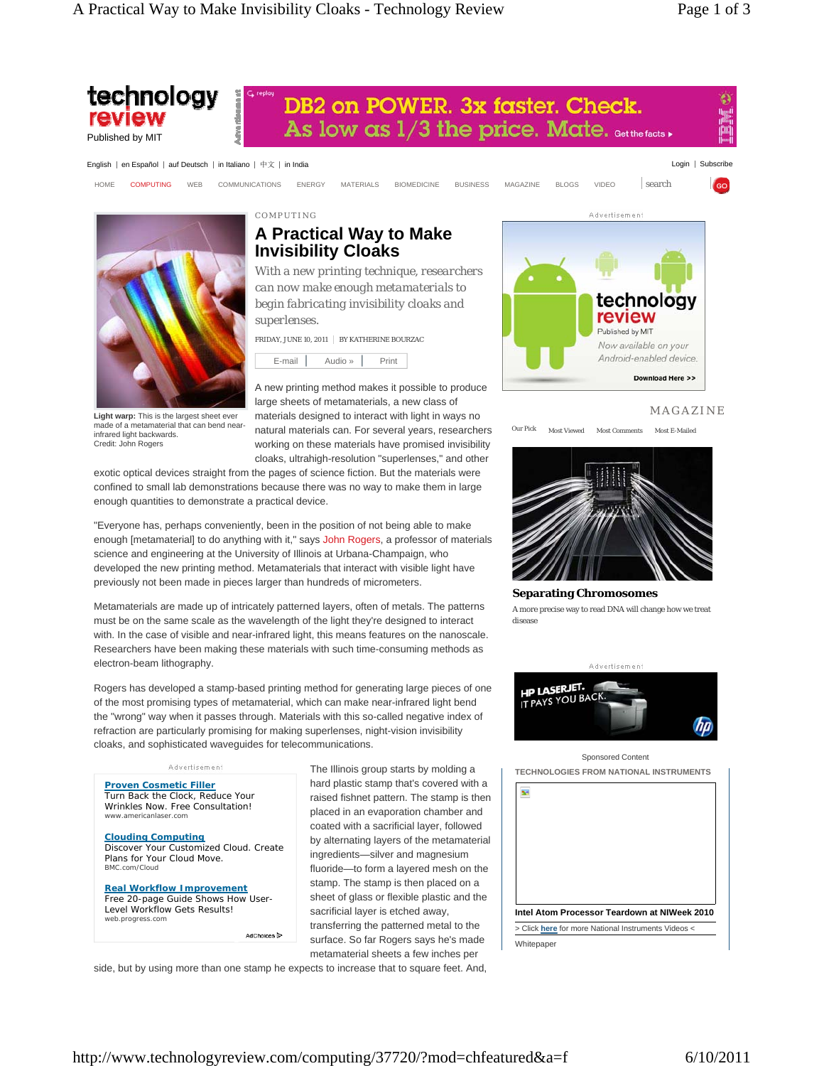COMPUTING

# A Practical Way to Make Invisibility Cloaks

*With a new printing technique, researchers can now make enough metamaterials to begin fabricating invisibility cloaks and superlenses.*

FRIDAY, JUNE 10, 2011 | BY KATHERINE BOURZAC

**Light warp:** This is the largest sheet ever made of a metamaterial that can bend near-infrared light backwards.
Credit: John Rogers

A new printing method makes it possible to produce large sheets of metamaterials, a new class of materials designed to interact with light in ways no natural materials can. For several years, researchers working on these materials have promised invisibility cloaks, ultrahigh-resolution "superlenses," and other exotic optical devices straight from the pages of science fiction. But the materials were confined to small lab demonstrations because there was no way to make them in large enough quantities to demonstrate a practical device.

"Everyone has, perhaps conveniently, been in the position of not being able to make enough [metamaterial] to do anything with it," says John Rogers, a professor of materials science and engineering at the University of Illinois at Urbana-Champaign, who developed the new printing method. Metamaterials that interact with visible light have previously not been made in pieces larger than hundreds of micrometers.

Metamaterials are made up of intricately patterned layers, often of metals. The patterns must be on the same scale as the wavelength of the light they're designed to interact with. In the case of visible and near-infrared light, this means features on the nanoscale. Researchers have been making these materials with such time-consuming methods as electron-beam lithography.

Rogers has developed a stamp-based printing method for generating large pieces of one of the most promising types of metamaterial, which can make near-infrared light bend the "wrong" way when it passes through. Materials with this so-called negative index of refraction are particularly promising for making superlenses, night-vision invisibility cloaks, and sophisticated waveguides for telecommunications.

The Illinois group starts by molding a hard plastic stamp that's covered with a raised fishnet pattern. The stamp is then placed in an evaporation chamber and coated with a sacrificial layer, followed by alternating layers of the metamaterial ingredients—silver and magnesium fluoride—to form a layered mesh on the stamp. The stamp is then placed on a sheet of glass or flexible plastic and the sacrificial layer is etched away, transferring the patterned metal to the surface. So far Rogers says he's made metamaterial sheets a few inches per side, but by using more than one stamp he expects to increase that to square feet. And,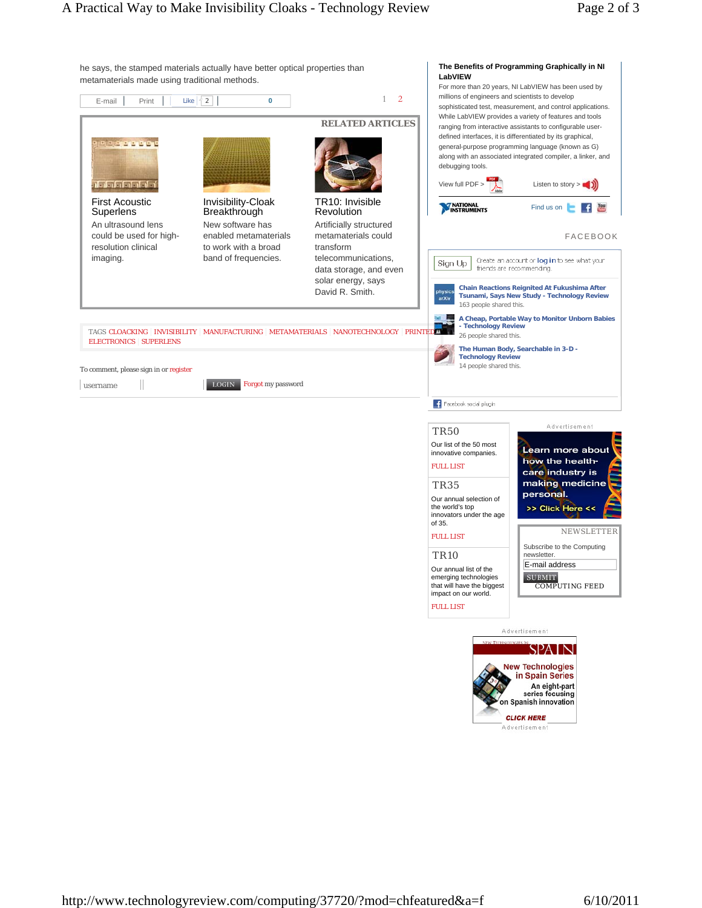he says, the stamped materials actually have better optical properties than metamaterials made using traditional methods.

E-mail | Print | Like 2 | 0

1 2

**RELATED ARTICLES**

**First Acoustic Superlens**
An ultrasound lens could be used for high-resolution clinical imaging.

**Invisibility-Cloak Breakthrough**
New software has enabled metamaterials to work with a broad band of frequencies.

**TR10: Invisible Revolution**
Artificially structured metamaterials could transform telecommunications, data storage, and even solar energy, says David R. Smith.

TAGS CLOACKING | INVISIBILITY | MANUFACTURING | METAMATERIALS | NANOTECHNOLOGY | PRINTED ELECTRONICS | SUPERLENS

To comment, please sign in or register

username | LOGIN | Forgot my password

**The Benefits of Programming Graphically in NI LabVIEW**

For more than 20 years, NI LabVIEW has been used by millions of engineers and scientists to develop sophisticated test, measurement, and control applications. While LabVIEW provides a variety of features and tools ranging from interactive assistants to configurable user-defined interfaces, it is differentiated by its graphical, general-purpose programming language (known as G) along with an associated integrated compiler, a linker, and debugging tools.

View full PDF > | Listen to story >

NATIONAL INSTRUMENTS | Find us on

FACEBOOK

Sign Up | Create an account or log in to see what your friends are recommending.

**Chain Reactions Reignited At Fukushima After Tsunami, Says New Study - Technology Review**
163 people shared this.

**A Cheap, Portable Way to Monitor Unborn Babies - Technology Review**
26 people shared this.

**The Human Body, Searchable in 3-D - Technology Review**
14 people shared this.

Facebook social plugin

**TR50**
Our list of the 50 most innovative companies.
FULL LIST

**TR35**
Our annual selection of the world's top innovators under the age of 35.
FULL LIST

**TR10**
Our annual list of the emerging technologies that will have the biggest impact on our world.
FULL LIST

Advertisement

Learn more about how the health-care industry is making medicine personal.
>> Click Here <<

**NEWSLETTER**
Subscribe to the Computing newsletter.
E-mail address
SUBMIT
COMPUTING FEED

Advertisement

New Technologies in SPAIN
New Technologies in Spain Series
An eight-part series focusing on Spanish innovation
CLICK HERE

Advertisement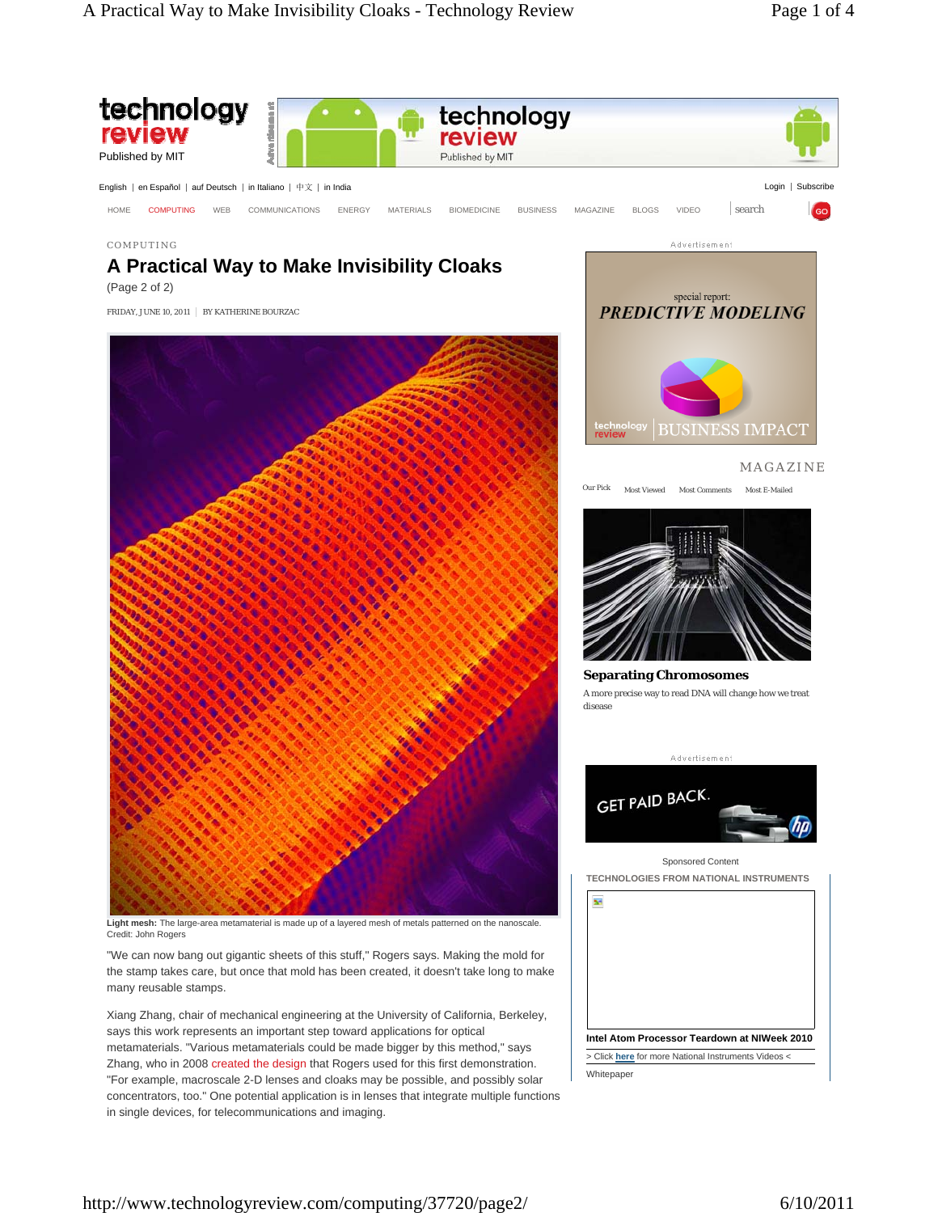technology review

Published by MIT

English | en Español | auf Deutsch | in Italiano | 中文 | in India

Login | Subscribe

HOME COMPUTING WEB COMMUNICATIONS ENERGY MATERIALS BIOMEDICINE BUSINESS MAGAZINE BLOGS VIDEO

COMPUTING

# A Practical Way to Make Invisibility Cloaks

(Page 2 of 2)

FRIDAY, JUNE 10, 2011 | BY KATHERINE BOURZAC

**Light mesh:** The large-area metamaterial is made up of a layered mesh of metals patterned on the nanoscale. Credit: John Rogers

"We can now bang out gigantic sheets of this stuff," Rogers says. Making the mold for the stamp takes care, but once that mold has been created, it doesn't take long to make many reusable stamps.

Xiang Zhang, chair of mechanical engineering at the University of California, Berkeley, says this work represents an important step toward applications for optical metamaterials. "Various metamaterials could be made bigger by this method," says Zhang, who in 2008 created the design that Rogers used for this first demonstration. "For example, macroscale 2-D lenses and cloaks may be possible, and possibly solar concentrators, too." One potential application is in lenses that integrate multiple functions in single devices, for telecommunications and imaging.

Advertisement

special report:

PREDICTIVE MODELING

technology review | BUSINESS IMPACT

MAGAZINE

Our Pick | Most Viewed | Most Comments | Most E-Mailed

**Separating Chromosomes**

A more precise way to read DNA will change how we treat disease

Advertisement

GET PAID BACK.

Sponsored Content

**TECHNOLOGIES FROM NATIONAL INSTRUMENTS**

**Intel Atom Processor Teardown at NIWeek 2010**

> Click here for more National Instruments Videos <

Whitepaper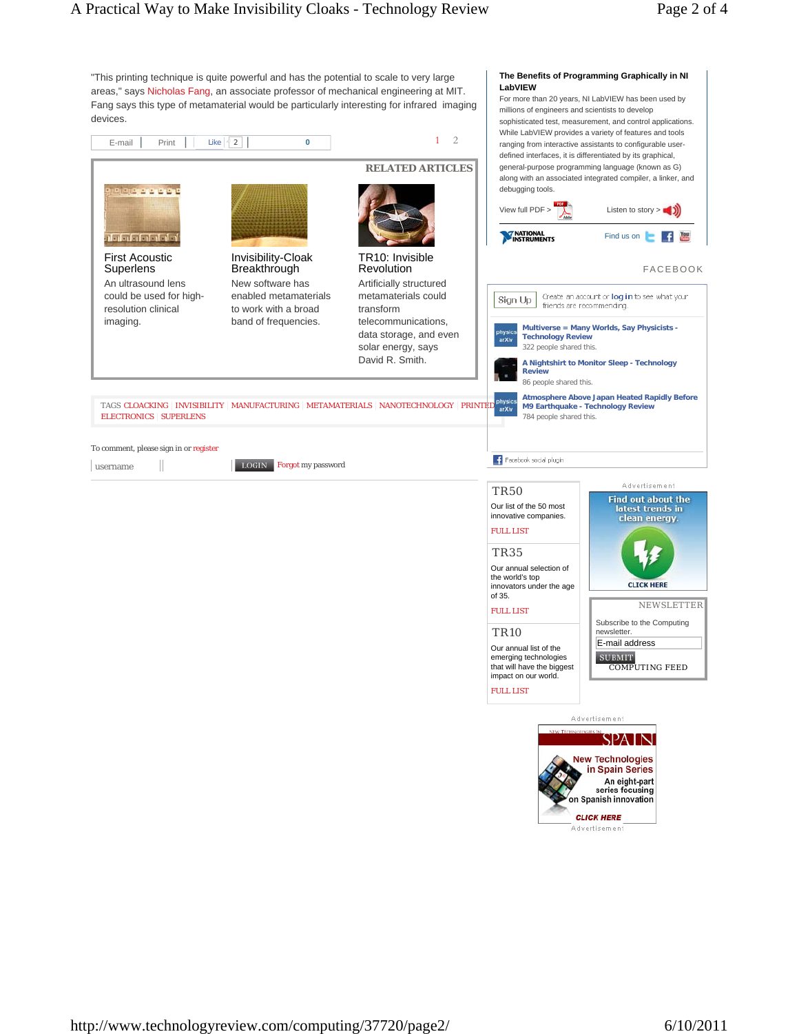"This printing technique is quite powerful and has the potential to scale to very large areas," says Nicholas Fang, an associate professor of mechanical engineering at MIT. Fang says this type of metamaterial would be particularly interesting for infrared imaging devices.

E-mail | Print | Like 2 | 0

1 2

## RELATED ARTICLES

### First Acoustic Superlens

An ultrasound lens could be used for high-resolution clinical imaging.

### Invisibility-Cloak Breakthrough

New software has enabled metamaterials to work with a broad band of frequencies.

### TR10: Invisible Revolution

Artificially structured metamaterials could transform telecommunications, data storage, and even solar energy, says David R. Smith.

TAGS CLOACKING | INVISIBILITY | MANUFACTURING | METAMATERIALS | NANOTECHNOLOGY | PRINTED ELECTRONICS | SUPERLENS

To comment, please sign in or register

username | | LOGIN Forgot my password

**The Benefits of Programming Graphically in NI LabVIEW**

For more than 20 years, NI LabVIEW has been used by millions of engineers and scientists to develop sophisticated test, measurement, and control applications. While LabVIEW provides a variety of features and tools ranging from interactive assistants to configurable user-defined interfaces, it is differentiated by its graphical, general-purpose programming language (known as G) along with an associated integrated compiler, a linker, and debugging tools.

View full PDF > Listen to story >

NATIONAL INSTRUMENTS Find us on

FACEBOOK

Sign Up Create an account or log in to see what your friends are recommending.

**Multiverse = Many Worlds, Say Physicists - Technology Review**
322 people shared this.

**A Nightshirt to Monitor Sleep - Technology Review**
86 people shared this.

**Atmosphere Above Japan Heated Rapidly Before M9 Earthquake - Technology Review**
784 people shared this.

Facebook social plugin

### TR50

Our list of the 50 most innovative companies.

FULL LIST

### TR35

Our annual selection of the world's top innovators under the age of 35.

FULL LIST

### TR10

Our annual list of the emerging technologies that will have the biggest impact on our world.

FULL LIST

Advertisement

Find out about the latest trends in clean energy. CLICK HERE

NEWSLETTER

Subscribe to the Computing newsletter.

E-mail address

SUBMIT

COMPUTING FEED

Advertisement

NEW TECHNOLOGIES IN SPAIN

New Technologies in Spain Series

An eight-part series focusing on Spanish innovation

CLICK HERE

Advertisement